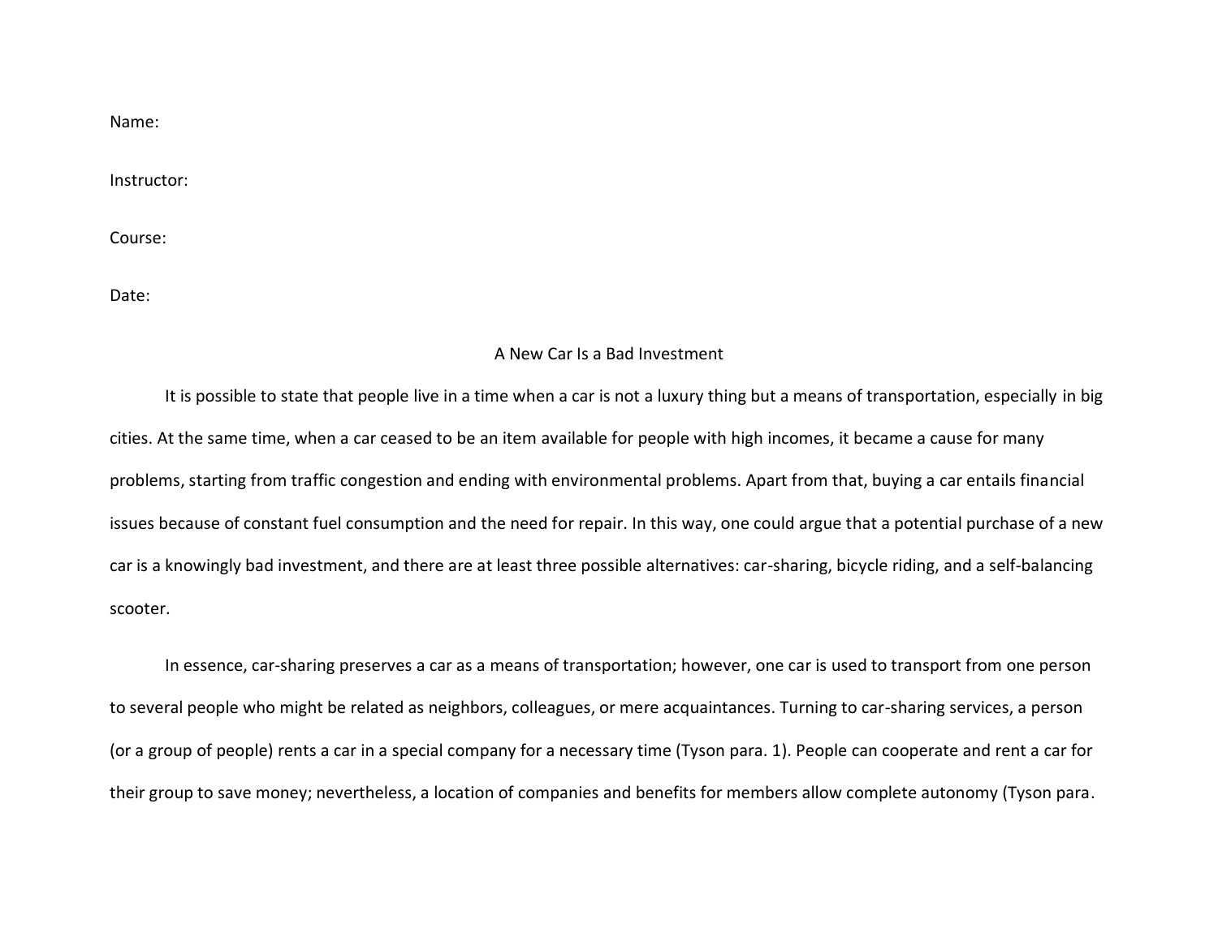Name:

Instructor:

Course:

Date:

# A New Car Is a Bad Investment

It is possible to state that people live in a time when a car is not a luxury thing but a means of transportation, especially in big cities. At the same time, when a car ceased to be an item available for people with high incomes, it became a cause for many problems, starting from traffic congestion and ending with environmental problems. Apart from that, buying a car entails financial issues because of constant fuel consumption and the need for repair. In this way, one could argue that a potential purchase of a new car is a knowingly bad investment, and there are at least three possible alternatives: car-sharing, bicycle riding, and a self-balancing scooter.

In essence, car-sharing preserves a car as a means of transportation; however, one car is used to transport from one person to several people who might be related as neighbors, colleagues, or mere acquaintances. Turning to car-sharing services, a person (or a group of people) rents a car in a special company for a necessary time (Tyson para. 1). People can cooperate and rent a car for their group to save money; nevertheless, a location of companies and benefits for members allow complete autonomy (Tyson para.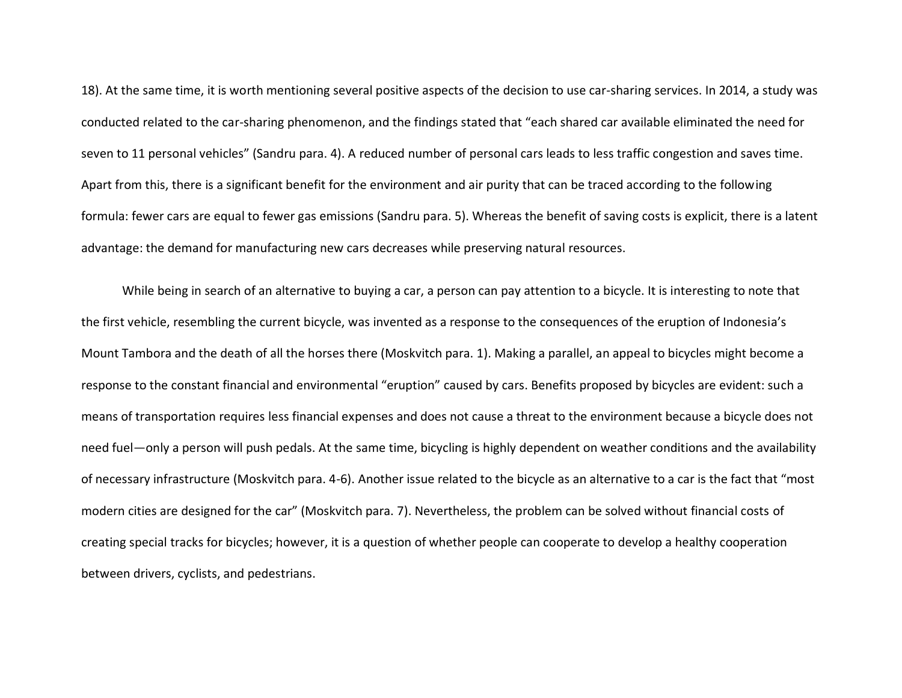18). At the same time, it is worth mentioning several positive aspects of the decision to use car-sharing services. In 2014, a study was conducted related to the car-sharing phenomenon, and the findings stated that "each shared car available eliminated the need for seven to 11 personal vehicles" (Sandru para. 4). A reduced number of personal cars leads to less traffic congestion and saves time. Apart from this, there is a significant benefit for the environment and air purity that can be traced according to the following formula: fewer cars are equal to fewer gas emissions (Sandru para. 5). Whereas the benefit of saving costs is explicit, there is a latent advantage: the demand for manufacturing new cars decreases while preserving natural resources.

While being in search of an alternative to buying a car, a person can pay attention to a bicycle. It is interesting to note that the first vehicle, resembling the current bicycle, was invented as a response to the consequences of the eruption of Indonesia's Mount Tambora and the death of all the horses there (Moskvitch para. 1). Making a parallel, an appeal to bicycles might become a response to the constant financial and environmental "eruption" caused by cars. Benefits proposed by bicycles are evident: such a means of transportation requires less financial expenses and does not cause a threat to the environment because a bicycle does not need fuel—only a person will push pedals. At the same time, bicycling is highly dependent on weather conditions and the availability of necessary infrastructure (Moskvitch para. 4-6). Another issue related to the bicycle as an alternative to a car is the fact that "most modern cities are designed for the car" (Moskvitch para. 7). Nevertheless, the problem can be solved without financial costs of creating special tracks for bicycles; however, it is a question of whether people can cooperate to develop a healthy cooperation between drivers, cyclists, and pedestrians.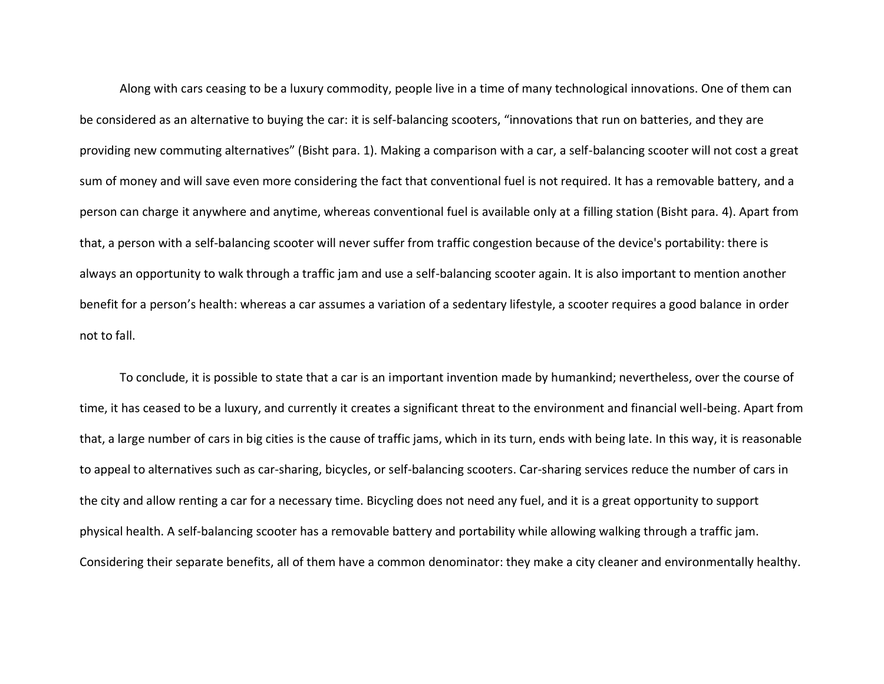Along with cars ceasing to be a luxury commodity, people live in a time of many technological innovations. One of them can be considered as an alternative to buying the car: it is self-balancing scooters, “innovations that run on batteries, and they are providing new commuting alternatives” (Bisht para. 1). Making a comparison with a car, a self-balancing scooter will not cost a great sum of money and will save even more considering the fact that conventional fuel is not required. It has a removable battery, and a person can charge it anywhere and anytime, whereas conventional fuel is available only at a filling station (Bisht para. 4). Apart from that, a person with a self-balancing scooter will never suffer from traffic congestion because of the device's portability: there is always an opportunity to walk through a traffic jam and use a self-balancing scooter again. It is also important to mention another benefit for a person’s health: whereas a car assumes a variation of a sedentary lifestyle, a scooter requires a good balance in order not to fall.

To conclude, it is possible to state that a car is an important invention made by humankind; nevertheless, over the course of time, it has ceased to be a luxury, and currently it creates a significant threat to the environment and financial well-being. Apart from that, a large number of cars in big cities is the cause of traffic jams, which in its turn, ends with being late. In this way, it is reasonable to appeal to alternatives such as car-sharing, bicycles, or self-balancing scooters. Car-sharing services reduce the number of cars in the city and allow renting a car for a necessary time. Bicycling does not need any fuel, and it is a great opportunity to support physical health. A self-balancing scooter has a removable battery and portability while allowing walking through a traffic jam. Considering their separate benefits, all of them have a common denominator: they make a city cleaner and environmentally healthy.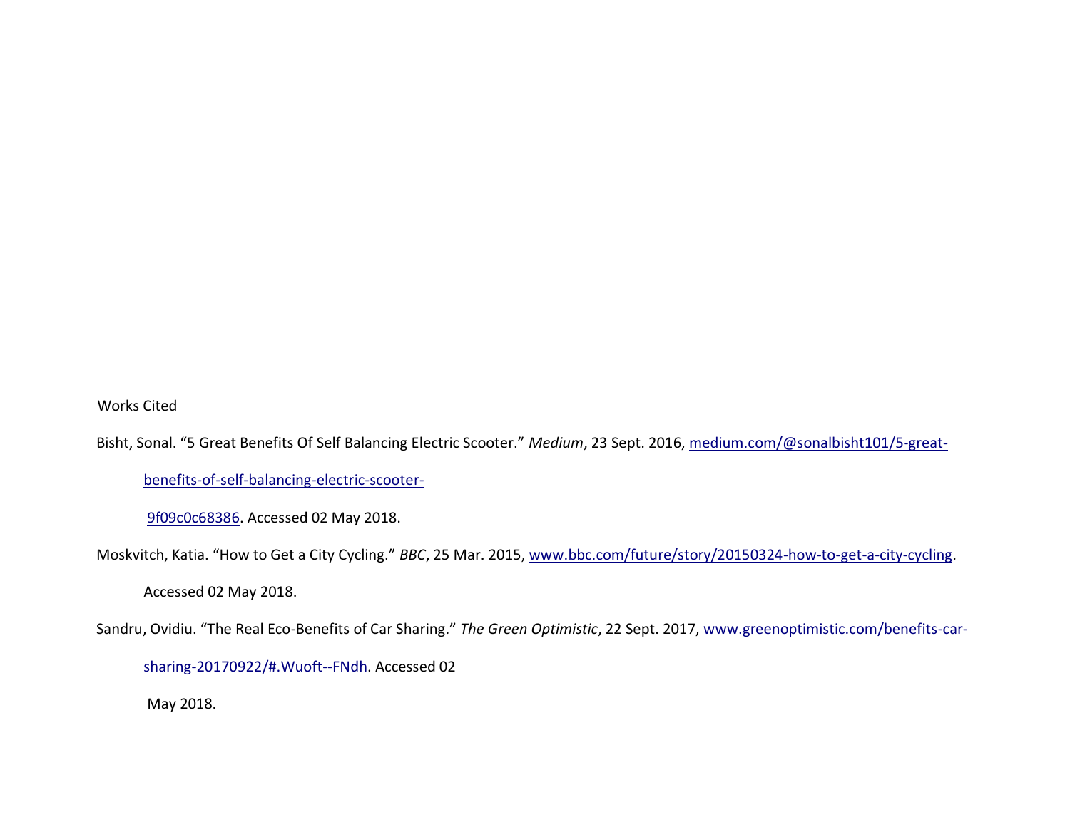Works Cited

Bisht, Sonal. "5 Great Benefits Of Self Balancing Electric Scooter." *Medium*, 23 Sept. 2016, medium.com/@sonalbisht101/5-great-benefits-of-self-balancing-electric-scooter-9f09c0c68386. Accessed 02 May 2018.

Moskvitch, Katia. "How to Get a City Cycling." *BBC*, 25 Mar. 2015, www.bbc.com/future/story/20150324-how-to-get-a-city-cycling. Accessed 02 May 2018.

Sandru, Ovidiu. "The Real Eco-Benefits of Car Sharing." *The Green Optimistic*, 22 Sept. 2017, www.greenoptimistic.com/benefits-car-sharing-20170922/#.Wuoft--FNdh. Accessed 02 May 2018.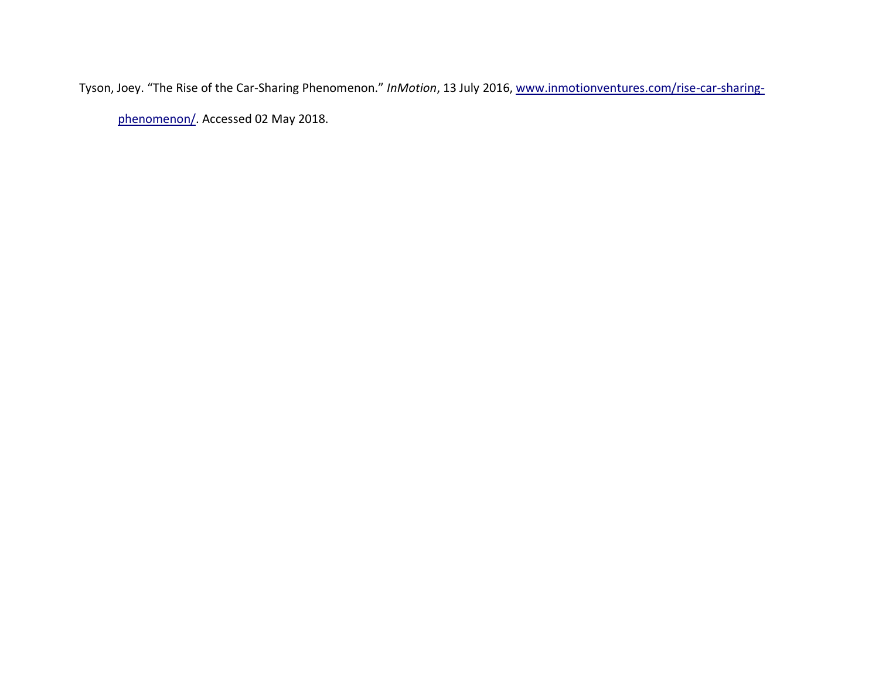Tyson, Joey. “The Rise of the Car-Sharing Phenomenon.” *InMotion*, 13 July 2016, www.inmotionventures.com/rise-car-sharing-phenomenon/. Accessed 02 May 2018.